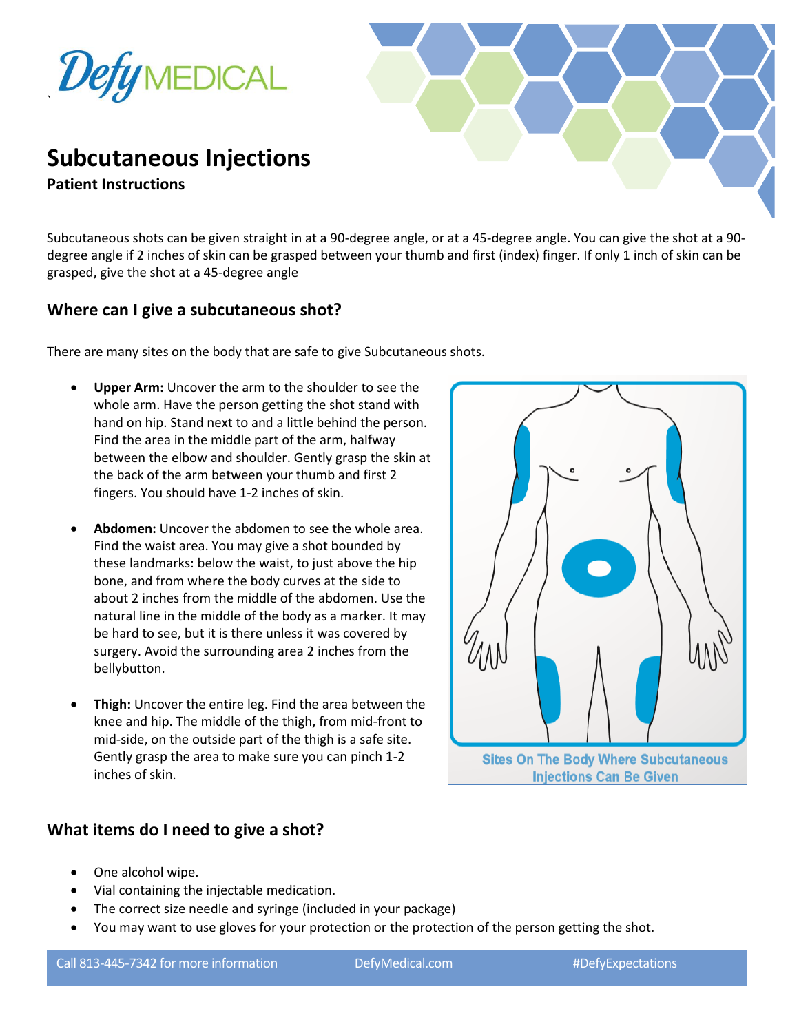DefyMEDICAL

# Subcutaneous Injections

**Patient Instructions**

Subcutaneous shots can be given straight in at a 90-degree angle, or at a 45-degree angle. You can give the shot at a 90-degree angle if 2 inches of skin can be grasped between your thumb and first (index) finger. If only 1 inch of skin can be grasped, give the shot at a 45-degree angle

## Where can I give a subcutaneous shot?

There are many sites on the body that are safe to give Subcutaneous shots.

- **Upper Arm:** Uncover the arm to the shoulder to see the whole arm. Have the person getting the shot stand with hand on hip. Stand next to and a little behind the person. Find the area in the middle part of the arm, halfway between the elbow and shoulder. Gently grasp the skin at the back of the arm between your thumb and first 2 fingers. You should have 1-2 inches of skin.

- **Abdomen:** Uncover the abdomen to see the whole area. Find the waist area. You may give a shot bounded by these landmarks: below the waist, to just above the hip bone, and from where the body curves at the side to about 2 inches from the middle of the abdomen. Use the natural line in the middle of the body as a marker. It may be hard to see, but it is there unless it was covered by surgery. Avoid the surrounding area 2 inches from the bellybutton.

- **Thigh:** Uncover the entire leg. Find the area between the knee and hip. The middle of the thigh, from mid-front to mid-side, on the outside part of the thigh is a safe site. Gently grasp the area to make sure you can pinch 1-2 inches of skin.

Sites On The Body Where Subcutaneous Injections Can Be Given

## What items do I need to give a shot?

- One alcohol wipe.
- Vial containing the injectable medication.
- The correct size needle and syringe (included in your package)
- You may want to use gloves for your protection or the protection of the person getting the shot.

Call 813-445-7342 for more information DefyMedical.com #DefyExpectations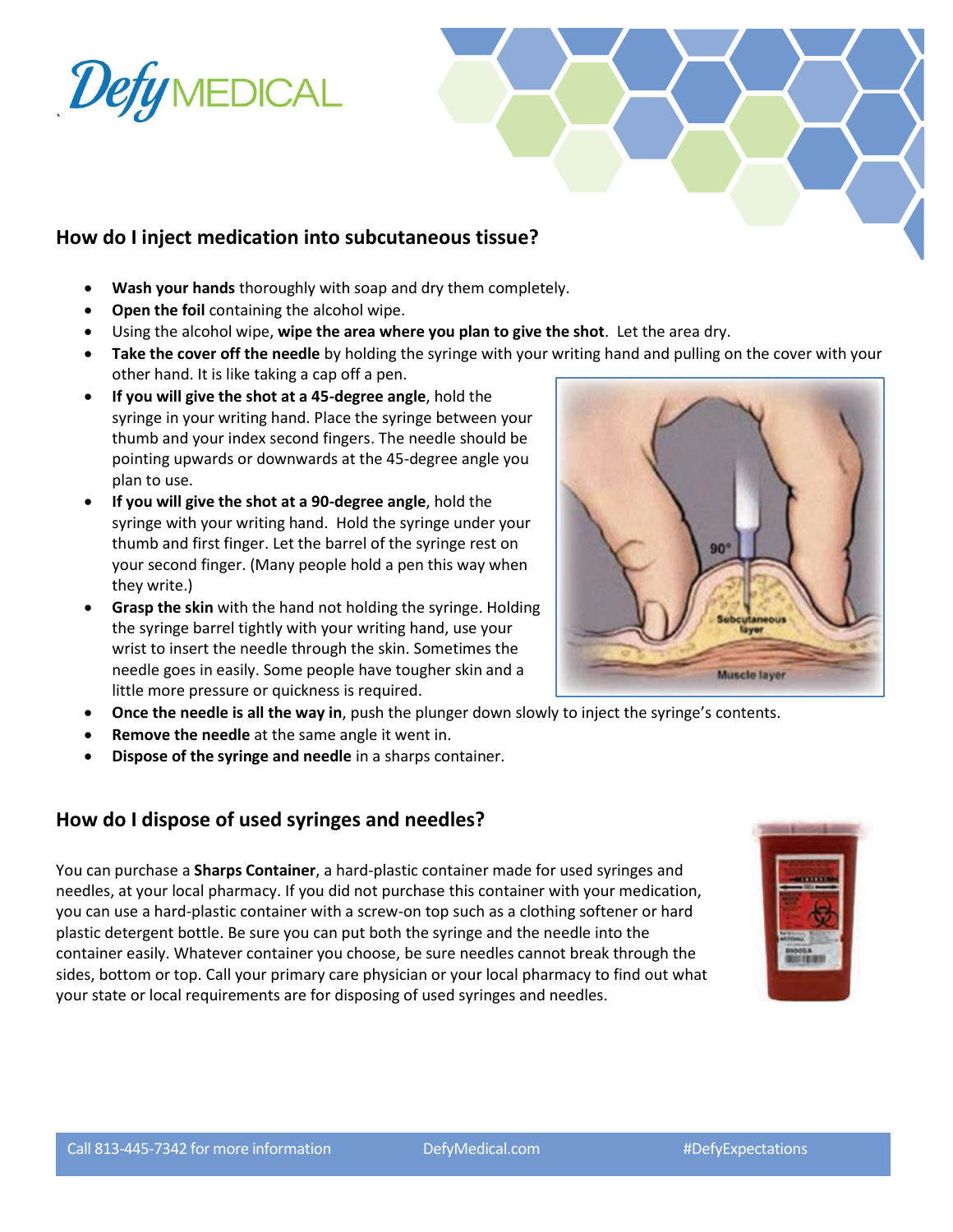## How do I inject medication into subcutaneous tissue?

- **Wash your hands** thoroughly with soap and dry them completely.
- **Open the foil** containing the alcohol wipe.
- Using the alcohol wipe, **wipe the area where you plan to give the shot**. Let the area dry.
- **Take the cover off the needle** by holding the syringe with your writing hand and pulling on the cover with your other hand. It is like taking a cap off a pen.
- **If you will give the shot at a 45-degree angle**, hold the syringe in your writing hand. Place the syringe between your thumb and your index second fingers. The needle should be pointing upwards or downwards at the 45-degree angle you plan to use.
- **If you will give the shot at a 90-degree angle**, hold the syringe with your writing hand. Hold the syringe under your thumb and first finger. Let the barrel of the syringe rest on your second finger. (Many people hold a pen this way when they write.)
- **Grasp the skin** with the hand not holding the syringe. Holding the syringe barrel tightly with your writing hand, use your wrist to insert the needle through the skin. Sometimes the needle goes in easily. Some people have tougher skin and a little more pressure or quickness is required.
- **Once the needle is all the way in**, push the plunger down slowly to inject the syringe's contents.
- **Remove the needle** at the same angle it went in.
- **Dispose of the syringe and needle** in a sharps container.

## How do I dispose of used syringes and needles?

You can purchase a **Sharps Container**, a hard-plastic container made for used syringes and needles, at your local pharmacy. If you did not purchase this container with your medication, you can use a hard-plastic container with a screw-on top such as a clothing softener or hard plastic detergent bottle. Be sure you can put both the syringe and the needle into the container easily. Whatever container you choose, be sure needles cannot break through the sides, bottom or top. Call your primary care physician or your local pharmacy to find out what your state or local requirements are for disposing of used syringes and needles.

Call 813-445-7342 for more information DefyMedical.com #DefyExpectations